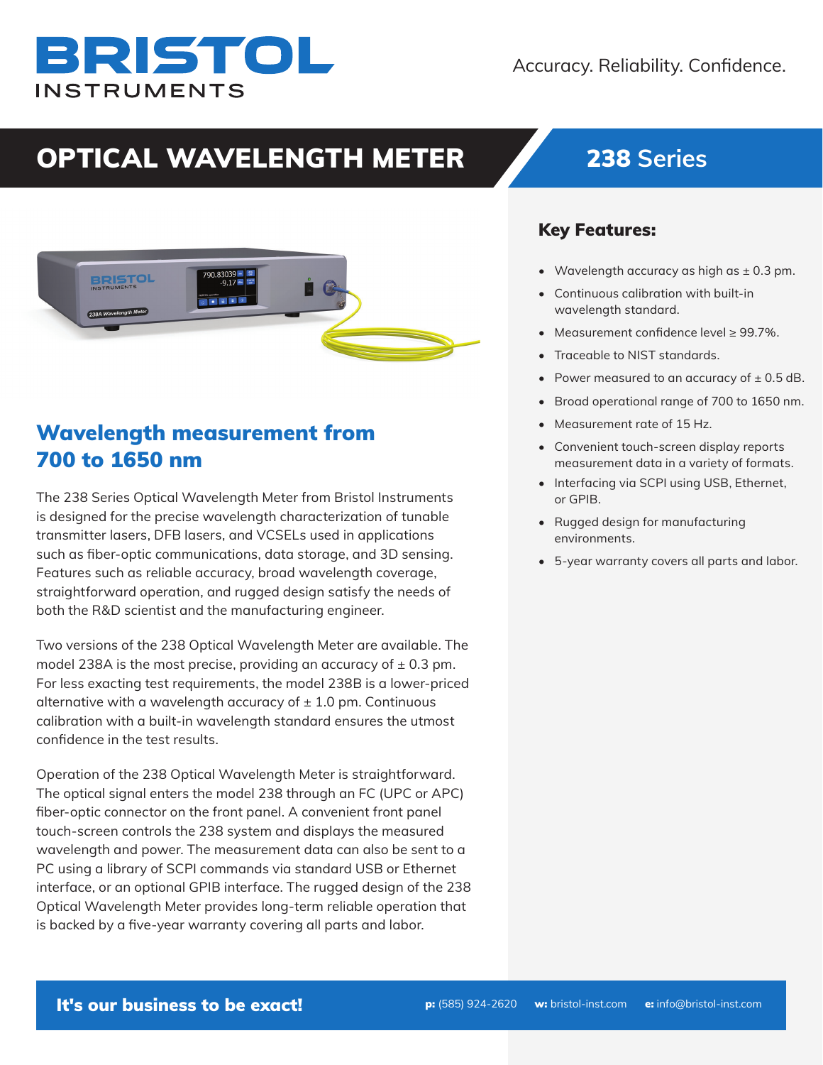# BRISTOL INSTRUMENTS

Accuracy. Reliability. Confidence.

# OPTICAL WAVELENGTH METER

## 238 Series

## Wavelength measurement from 700 to 1650 nm

The 238 Series Optical Wavelength Meter from Bristol Instruments is designed for the precise wavelength characterization of tunable transmitter lasers, DFB lasers, and VCSELs used in applications such as fiber-optic communications, data storage, and 3D sensing. Features such as reliable accuracy, broad wavelength coverage, straightforward operation, and rugged design satisfy the needs of both the R&D scientist and the manufacturing engineer.

Two versions of the 238 Optical Wavelength Meter are available. The model 238A is the most precise, providing an accuracy of ± 0.3 pm. For less exacting test requirements, the model 238B is a lower-priced alternative with a wavelength accuracy of ± 1.0 pm. Continuous calibration with a built-in wavelength standard ensures the utmost confidence in the test results.

Operation of the 238 Optical Wavelength Meter is straightforward. The optical signal enters the model 238 through an FC (UPC or APC) fiber-optic connector on the front panel. A convenient front panel touch-screen controls the 238 system and displays the measured wavelength and power. The measurement data can also be sent to a PC using a library of SCPI commands via standard USB or Ethernet interface, or an optional GPIB interface. The rugged design of the 238 Optical Wavelength Meter provides long-term reliable operation that is backed by a five-year warranty covering all parts and labor.

### Key Features:

- Wavelength accuracy as high as ± 0.3 pm.
- Continuous calibration with built-in wavelength standard.
- Measurement confidence level ≥ 99.7%.
- Traceable to NIST standards.
- Power measured to an accuracy of ± 0.5 dB.
- Broad operational range of 700 to 1650 nm.
- Measurement rate of 15 Hz.
- Convenient touch-screen display reports measurement data in a variety of formats.
- Interfacing via SCPI using USB, Ethernet, or GPIB.
- Rugged design for manufacturing environments.
- 5-year warranty covers all parts and labor.

**It's our business to be exact!** **p:** (585) 924-2620 **w:** bristol-inst.com **e:** info@bristol-inst.com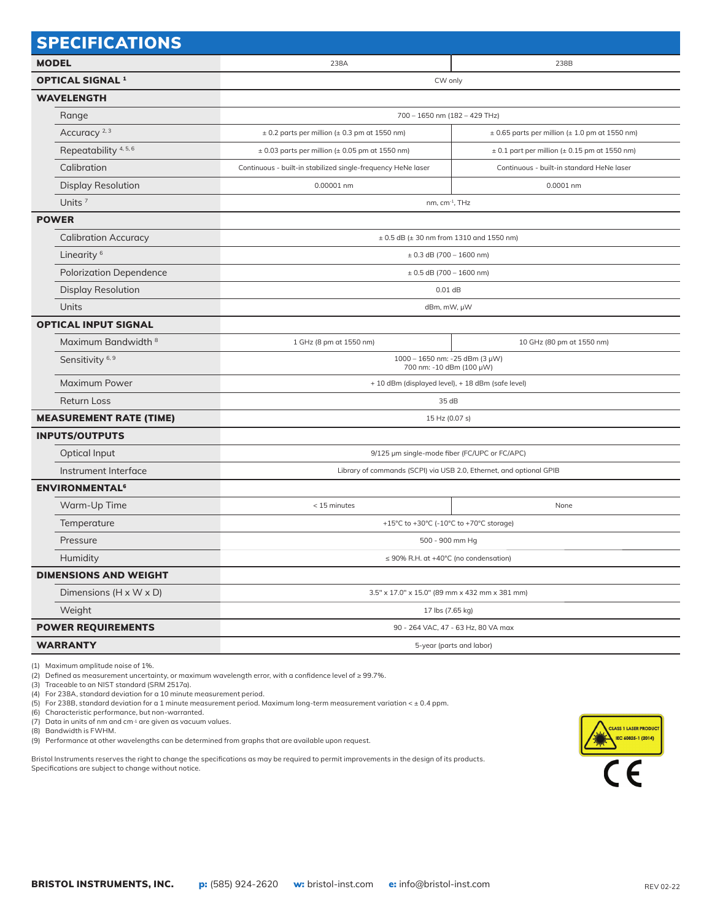## SPECIFICATIONS

| MODEL | 238A | 238B |
|---|---|---|
| **OPTICAL SIGNAL** [1] | CW only | |
| **WAVELENGTH** | | |
| Range | 700 – 1650 nm (182 – 429 THz) | |
| Accuracy [2, 3] | ± 0.2 parts per million (± 0.3 pm at 1550 nm) | ± 0.65 parts per million (± 1.0 pm at 1550 nm) |
| Repeatability [4, 5, 6] | ± 0.03 parts per million (± 0.05 pm at 1550 nm) | ± 0.1 part per million (± 0.15 pm at 1550 nm) |
| Calibration | Continuous - built-in stabilized single-frequency HeNe laser | Continuous - built-in standard HeNe laser |
| Display Resolution | 0.00001 nm | 0.0001 nm |
| Units [7] | nm, $cm^{-1}$, THz | |
| **POWER** | | |
| Calibration Accuracy | ± 0.5 dB (± 30 nm from 1310 and 1550 nm) | |
| Linearity [6] | ± 0.3 dB (700 – 1600 nm) | |
| Polorization Dependence | ± 0.5 dB (700 – 1600 nm) | |
| Display Resolution | 0.01 dB | |
| Units | dBm, mW, μW | |
| **OPTICAL INPUT SIGNAL** | | |
| Maximum Bandwidth [8] | 1 GHz (8 pm at 1550 nm) | 10 GHz (80 pm at 1550 nm) |
| Sensitivity [6, 9] | 1000 – 1650 nm: -25 dBm (3 μW)<br>700 nm: -10 dBm (100 μW) | |
| Maximum Power | + 10 dBm (displayed level), + 18 dBm (safe level) | |
| Return Loss | 35 dB | |
| **MEASUREMENT RATE (TIME)** | 15 Hz (0.07 s) | |
| **INPUTS/OUTPUTS** | | |
| Optical Input | 9/125 μm single-mode fiber (FC/UPC or FC/APC) | |
| Instrument Interface | Library of commands (SCPI) via USB 2.0, Ethernet, and optional GPIB | |
| **ENVIRONMENTAL** [6] | | |
| Warm-Up Time | < 15 minutes | None |
| Temperature | +15°C to +30°C (-10°C to +70°C storage) | |
| Pressure | 500 - 900 mm Hg | |
| Humidity | ≤ 90% R.H. at +40°C (no condensation) | |
| **DIMENSIONS AND WEIGHT** | | |
| Dimensions (H x W x D) | 3.5" x 17.0" x 15.0" (89 mm x 432 mm x 381 mm) | |
| Weight | 17 lbs (7.65 kg) | |
| **POWER REQUIREMENTS** | 90 - 264 VAC, 47 - 63 Hz, 80 VA max | |
| **WARRANTY** | 5-year (parts and labor) | |

(1) Maximum amplitude noise of 1%.
(2) Defined as measurement uncertainty, or maximum wavelength error, with a confidence level of ≥ 99.7%.
(3) Traceable to an NIST standard (SRM 2517a).
(4) For 238A, standard deviation for a 10 minute measurement period.
(5) For 238B, standard deviation for a 1 minute measurement period. Maximum long-term measurement variation < ± 0.4 ppm.
(6) Characteristic performance, but non-warranted.
(7) Data in units of nm and $cm^{-1}$ are given as vacuum values.
(8) Bandwidth is FWHM.
(9) Performance at other wavelengths can be determined from graphs that are available upon request.

Bristol Instruments reserves the right to change the specifications as may be required to permit improvements in the design of its products. Specifications are subject to change without notice.

CLASS 1 LASER PRODUCT
IEC 60825-1 (2014)

CE

**BRISTOL INSTRUMENTS, INC.** **p:** (585) 924-2620 **w:** bristol-inst.com **e:** info@bristol-inst.com

REV 02-22